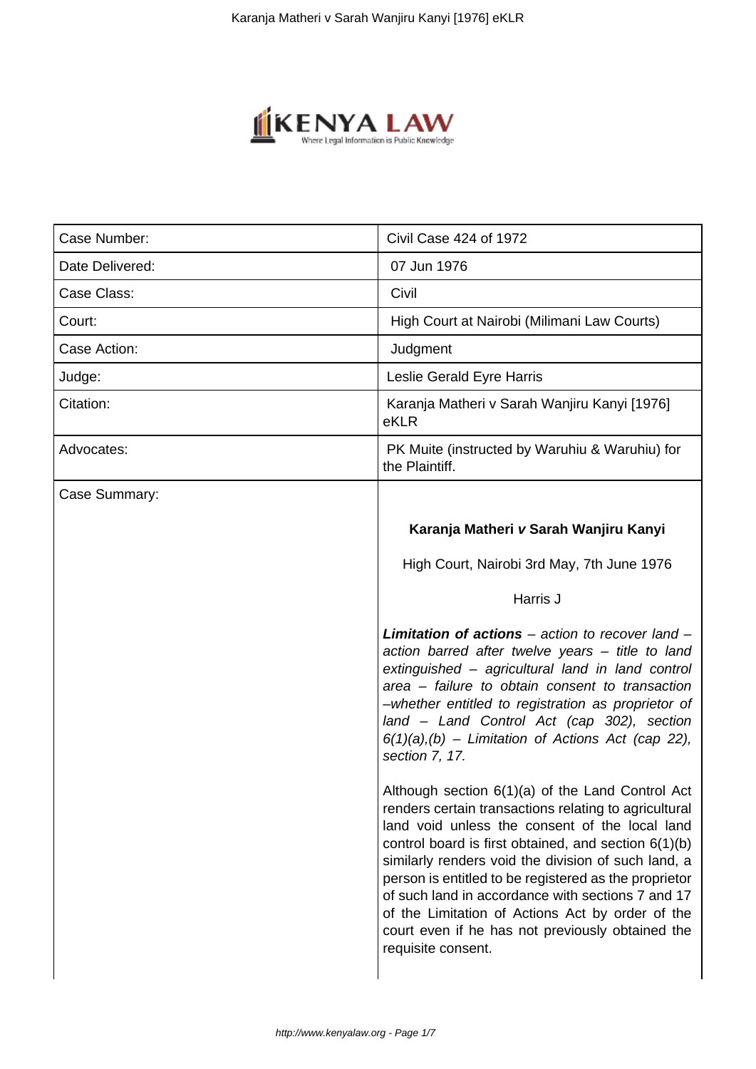| Case Number: | Civil Case 424 of 1972 |
|---|---|
| Date Delivered: | 07 Jun 1976 |
| Case Class: | Civil |
| Court: | High Court at Nairobi (Milimani Law Courts) |
| Case Action: | Judgment |
| Judge: | Leslie Gerald Eyre Harris |
| Citation: | Karanja Matheri v Sarah Wanjiru Kanyi [1976] eKLR |
| Advocates: | PK Muite (instructed by Waruhiu & Waruhiu) for the Plaintiff. |
| Case Summary: | **Karanja Matheri *v* Sarah Wanjiru Kanyi**<br><br>High Court, Nairobi 3rd May, 7th June 1976<br><br>Harris J<br><br>***Limitation of actions*** *– action to recover land – action barred after twelve years – title to land extinguished – agricultural land in land control area – failure to obtain consent to transaction –whether entitled to registration as proprietor of land – Land Control Act (cap 302), section 6(1)(a),(b) – Limitation of Actions Act (cap 22), section 7, 17.*<br><br>Although section 6(1)(a) of the Land Control Act renders certain transactions relating to agricultural land void unless the consent of the local land control board is first obtained, and section 6(1)(b) similarly renders void the division of such land, a person is entitled to be registered as the proprietor of such land in accordance with sections 7 and 17 of the Limitation of Actions Act by order of the court even if he has not previously obtained the requisite consent. |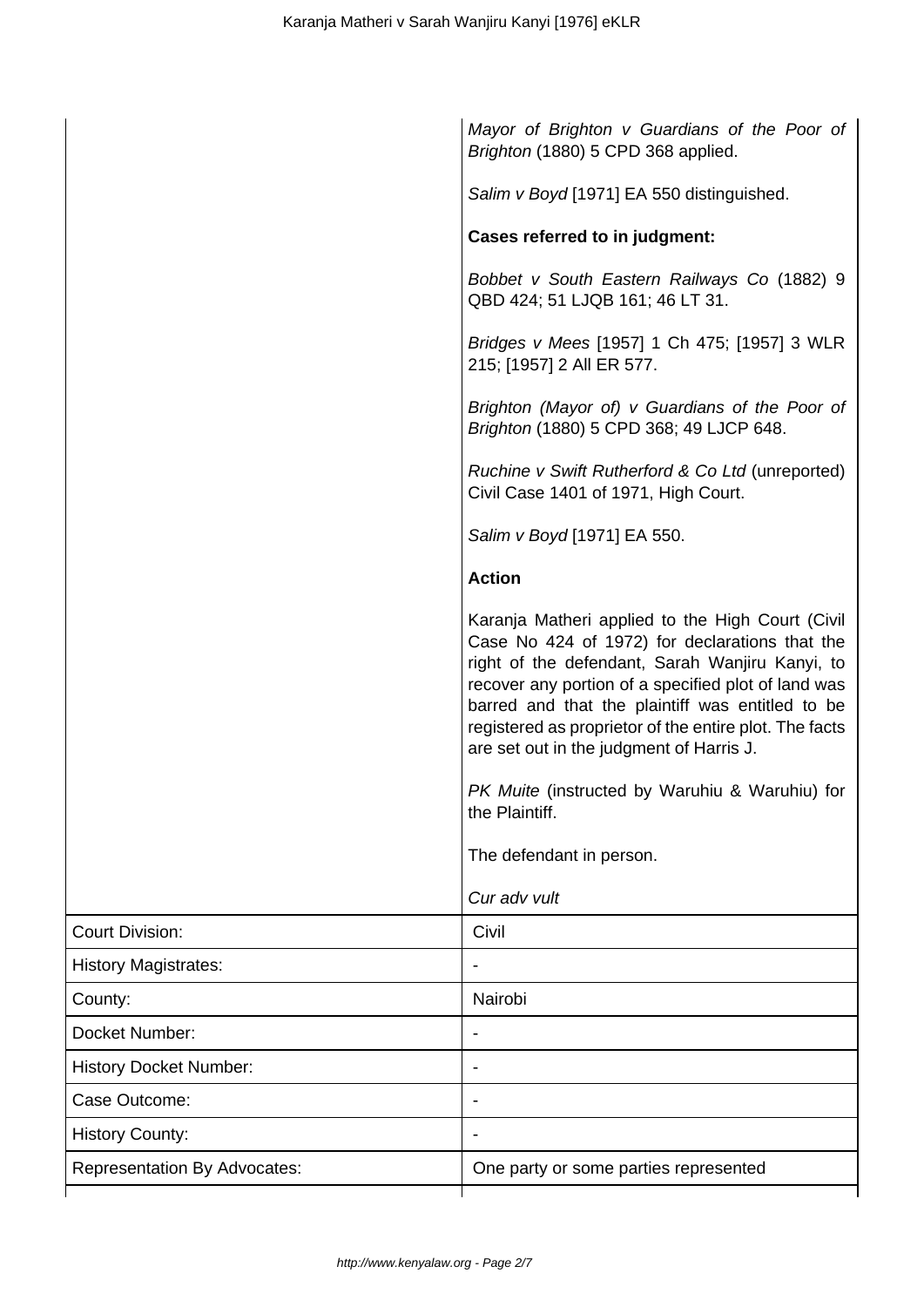| | |
|---|---|
| | *Mayor of Brighton v Guardians of the Poor of Brighton* (1880) 5 CPD 368 applied.<br><br>*Salim v Boyd* [1971] EA 550 distinguished.<br><br>**Cases referred to in judgment:**<br><br>*Bobbet v South Eastern Railways Co* (1882) 9 QBD 424; 51 LJQB 161; 46 LT 31.<br><br>*Bridges v Mees* [1957] 1 Ch 475; [1957] 3 WLR 215; [1957] 2 All ER 577.<br><br>*Brighton (Mayor of) v Guardians of the Poor of Brighton* (1880) 5 CPD 368; 49 LJCP 648.<br><br>*Ruchine v Swift Rutherford & Co Ltd* (unreported) Civil Case 1401 of 1971, High Court.<br><br>*Salim v Boyd* [1971] EA 550.<br><br>**Action**<br><br>Karanja Matheri applied to the High Court (Civil Case No 424 of 1972) for declarations that the right of the defendant, Sarah Wanjiru Kanyi, to recover any portion of a specified plot of land was barred and that the plaintiff was entitled to be registered as proprietor of the entire plot. The facts are set out in the judgment of Harris J.<br><br>*PK Muite* (instructed by Waruhiu & Waruhiu) for the Plaintiff.<br><br>The defendant in person.<br><br>*Cur adv vult* |
| Court Division: | Civil |
| History Magistrates: | - |
| County: | Nairobi |
| Docket Number: | - |
| History Docket Number: | - |
| Case Outcome: | - |
| History County: | - |
| Representation By Advocates: | One party or some parties represented |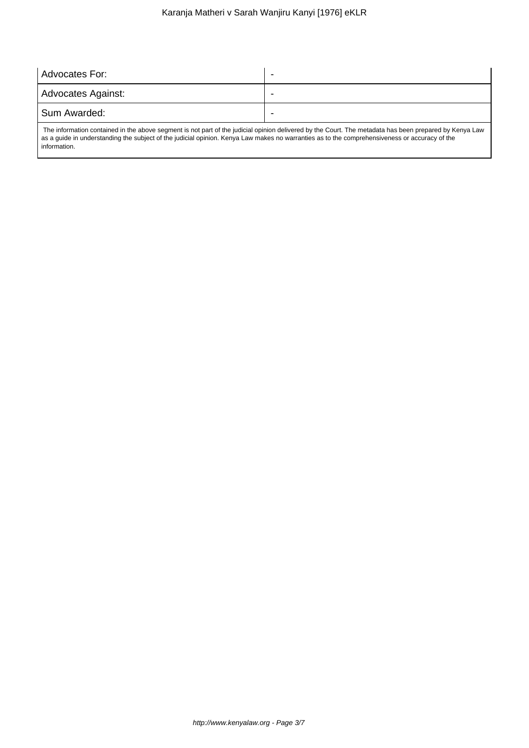| | |
|---|---|
| Advocates For: | - |
| Advocates Against: | - |
| Sum Awarded: | - |

The information contained in the above segment is not part of the judicial opinion delivered by the Court. The metadata has been prepared by Kenya Law as a guide in understanding the subject of the judicial opinion. Kenya Law makes no warranties as to the comprehensiveness or accuracy of the information.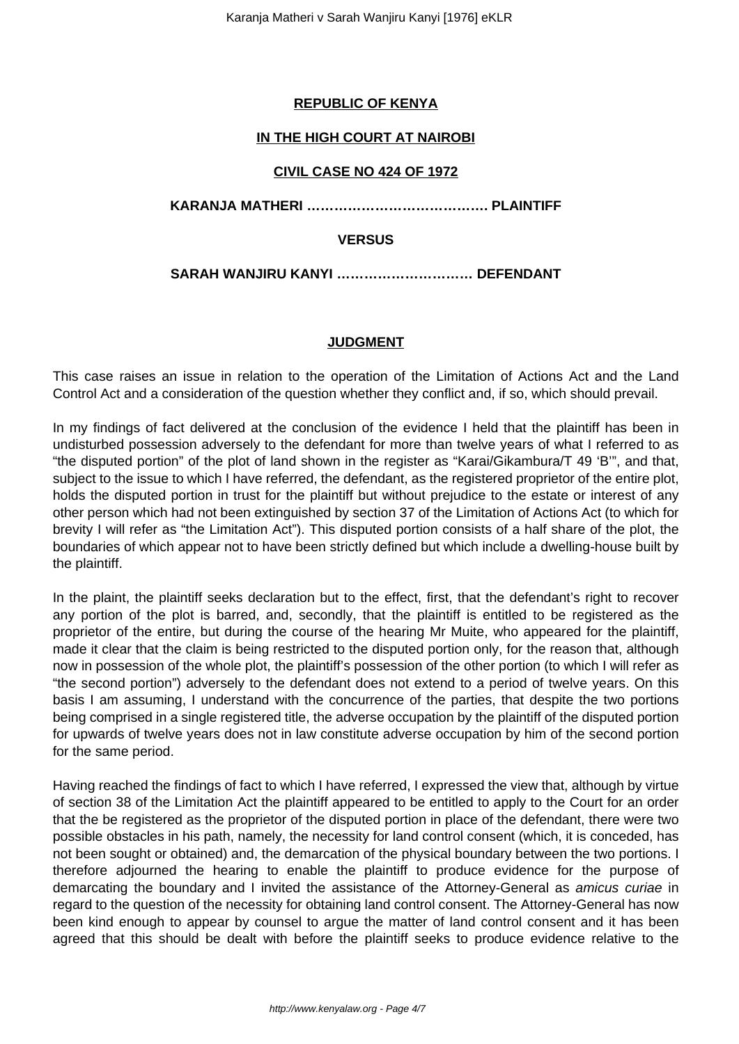**REPUBLIC OF KENYA**

**IN THE HIGH COURT AT NAIROBI**

**CIVIL CASE NO 424 OF 1972**

**KARANJA MATHERI …………………………………. PLAINTIFF**

**VERSUS**

**SARAH WANJIRU KANYI ………………………… DEFENDANT**

**JUDGMENT**

This case raises an issue in relation to the operation of the Limitation of Actions Act and the Land Control Act and a consideration of the question whether they conflict and, if so, which should prevail.

In my findings of fact delivered at the conclusion of the evidence I held that the plaintiff has been in undisturbed possession adversely to the defendant for more than twelve years of what I referred to as "the disputed portion" of the plot of land shown in the register as "Karai/Gikambura/T 49 'B'", and that, subject to the issue to which I have referred, the defendant, as the registered proprietor of the entire plot, holds the disputed portion in trust for the plaintiff but without prejudice to the estate or interest of any other person which had not been extinguished by section 37 of the Limitation of Actions Act (to which for brevity I will refer as "the Limitation Act"). This disputed portion consists of a half share of the plot, the boundaries of which appear not to have been strictly defined but which include a dwelling-house built by the plaintiff.

In the plaint, the plaintiff seeks declaration but to the effect, first, that the defendant's right to recover any portion of the plot is barred, and, secondly, that the plaintiff is entitled to be registered as the proprietor of the entire, but during the course of the hearing Mr Muite, who appeared for the plaintiff, made it clear that the claim is being restricted to the disputed portion only, for the reason that, although now in possession of the whole plot, the plaintiff's possession of the other portion (to which I will refer as "the second portion") adversely to the defendant does not extend to a period of twelve years. On this basis I am assuming, I understand with the concurrence of the parties, that despite the two portions being comprised in a single registered title, the adverse occupation by the plaintiff of the disputed portion for upwards of twelve years does not in law constitute adverse occupation by him of the second portion for the same period.

Having reached the findings of fact to which I have referred, I expressed the view that, although by virtue of section 38 of the Limitation Act the plaintiff appeared to be entitled to apply to the Court for an order that the be registered as the proprietor of the disputed portion in place of the defendant, there were two possible obstacles in his path, namely, the necessity for land control consent (which, it is conceded, has not been sought or obtained) and, the demarcation of the physical boundary between the two portions. I therefore adjourned the hearing to enable the plaintiff to produce evidence for the purpose of demarcating the boundary and I invited the assistance of the Attorney-General as *amicus curiae* in regard to the question of the necessity for obtaining land control consent. The Attorney-General has now been kind enough to appear by counsel to argue the matter of land control consent and it has been agreed that this should be dealt with before the plaintiff seeks to produce evidence relative to the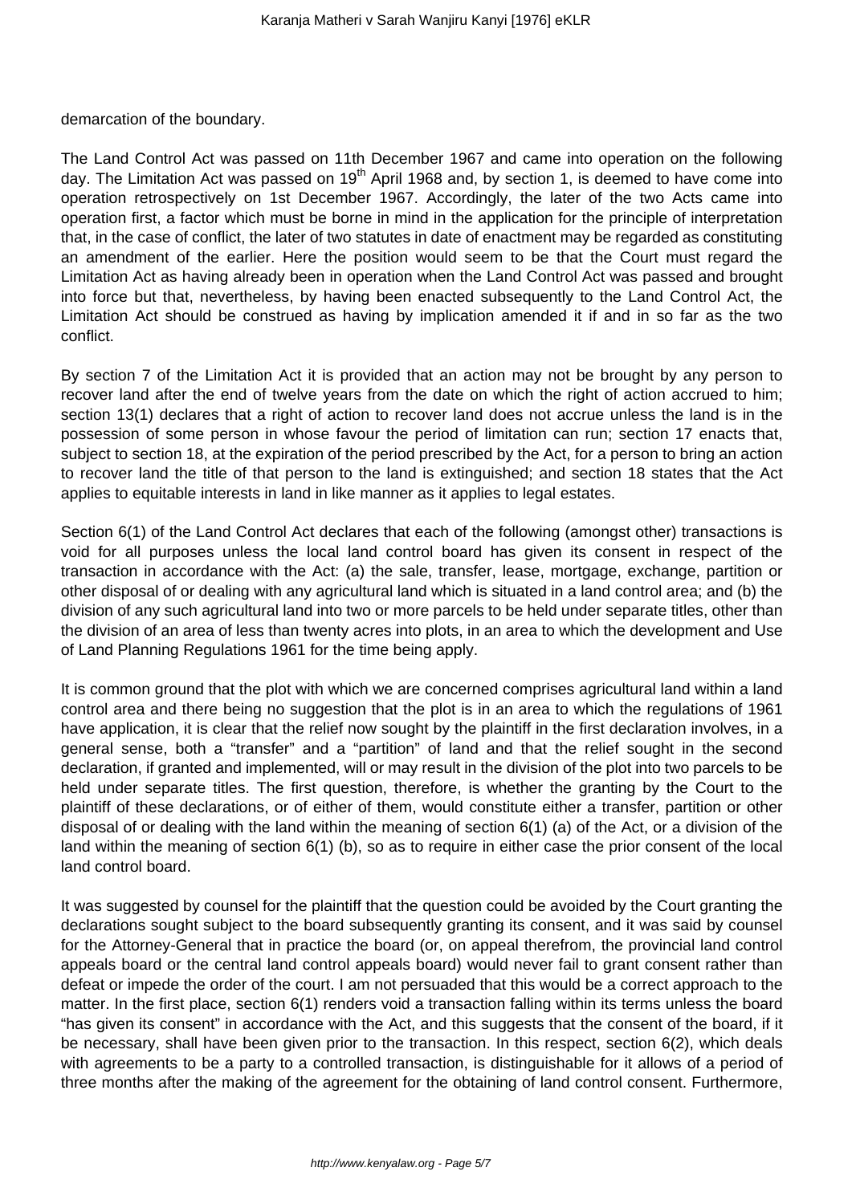demarcation of the boundary.

The Land Control Act was passed on 11th December 1967 and came into operation on the following day. The Limitation Act was passed on 19th April 1968 and, by section 1, is deemed to have come into operation retrospectively on 1st December 1967. Accordingly, the later of the two Acts came into operation first, a factor which must be borne in mind in the application for the principle of interpretation that, in the case of conflict, the later of two statutes in date of enactment may be regarded as constituting an amendment of the earlier. Here the position would seem to be that the Court must regard the Limitation Act as having already been in operation when the Land Control Act was passed and brought into force but that, nevertheless, by having been enacted subsequently to the Land Control Act, the Limitation Act should be construed as having by implication amended it if and in so far as the two conflict.

By section 7 of the Limitation Act it is provided that an action may not be brought by any person to recover land after the end of twelve years from the date on which the right of action accrued to him; section 13(1) declares that a right of action to recover land does not accrue unless the land is in the possession of some person in whose favour the period of limitation can run; section 17 enacts that, subject to section 18, at the expiration of the period prescribed by the Act, for a person to bring an action to recover land the title of that person to the land is extinguished; and section 18 states that the Act applies to equitable interests in land in like manner as it applies to legal estates.

Section 6(1) of the Land Control Act declares that each of the following (amongst other) transactions is void for all purposes unless the local land control board has given its consent in respect of the transaction in accordance with the Act: (a) the sale, transfer, lease, mortgage, exchange, partition or other disposal of or dealing with any agricultural land which is situated in a land control area; and (b) the division of any such agricultural land into two or more parcels to be held under separate titles, other than the division of an area of less than twenty acres into plots, in an area to which the development and Use of Land Planning Regulations 1961 for the time being apply.

It is common ground that the plot with which we are concerned comprises agricultural land within a land control area and there being no suggestion that the plot is in an area to which the regulations of 1961 have application, it is clear that the relief now sought by the plaintiff in the first declaration involves, in a general sense, both a "transfer" and a "partition" of land and that the relief sought in the second declaration, if granted and implemented, will or may result in the division of the plot into two parcels to be held under separate titles. The first question, therefore, is whether the granting by the Court to the plaintiff of these declarations, or of either of them, would constitute either a transfer, partition or other disposal of or dealing with the land within the meaning of section 6(1) (a) of the Act, or a division of the land within the meaning of section 6(1) (b), so as to require in either case the prior consent of the local land control board.

It was suggested by counsel for the plaintiff that the question could be avoided by the Court granting the declarations sought subject to the board subsequently granting its consent, and it was said by counsel for the Attorney-General that in practice the board (or, on appeal therefrom, the provincial land control appeals board or the central land control appeals board) would never fail to grant consent rather than defeat or impede the order of the court. I am not persuaded that this would be a correct approach to the matter. In the first place, section 6(1) renders void a transaction falling within its terms unless the board "has given its consent" in accordance with the Act, and this suggests that the consent of the board, if it be necessary, shall have been given prior to the transaction. In this respect, section 6(2), which deals with agreements to be a party to a controlled transaction, is distinguishable for it allows of a period of three months after the making of the agreement for the obtaining of land control consent. Furthermore,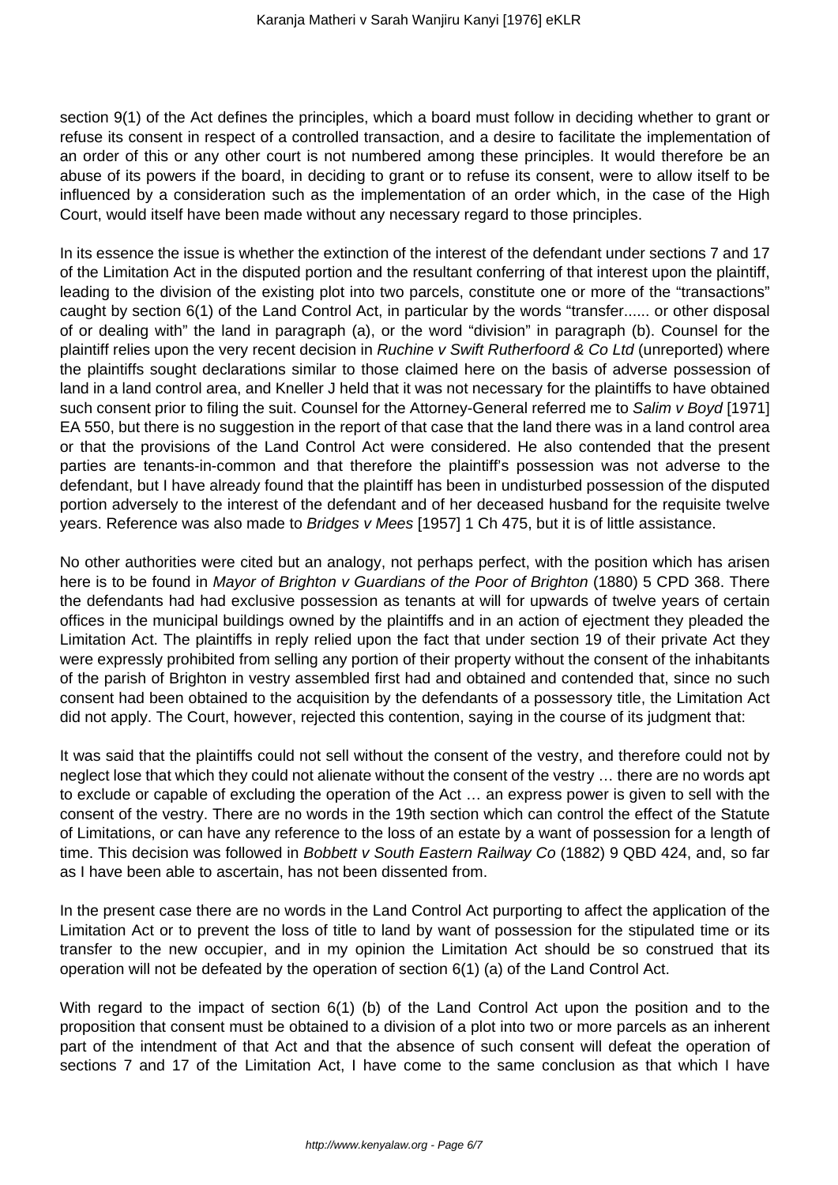section 9(1) of the Act defines the principles, which a board must follow in deciding whether to grant or refuse its consent in respect of a controlled transaction, and a desire to facilitate the implementation of an order of this or any other court is not numbered among these principles. It would therefore be an abuse of its powers if the board, in deciding to grant or to refuse its consent, were to allow itself to be influenced by a consideration such as the implementation of an order which, in the case of the High Court, would itself have been made without any necessary regard to those principles.

In its essence the issue is whether the extinction of the interest of the defendant under sections 7 and 17 of the Limitation Act in the disputed portion and the resultant conferring of that interest upon the plaintiff, leading to the division of the existing plot into two parcels, constitute one or more of the "transactions" caught by section 6(1) of the Land Control Act, in particular by the words "transfer...... or other disposal of or dealing with" the land in paragraph (a), or the word "division" in paragraph (b). Counsel for the plaintiff relies upon the very recent decision in *Ruchine v Swift Rutherfoord & Co Ltd* (unreported) where the plaintiffs sought declarations similar to those claimed here on the basis of adverse possession of land in a land control area, and Kneller J held that it was not necessary for the plaintiffs to have obtained such consent prior to filing the suit. Counsel for the Attorney-General referred me to *Salim v Boyd* [1971] EA 550, but there is no suggestion in the report of that case that the land there was in a land control area or that the provisions of the Land Control Act were considered. He also contended that the present parties are tenants-in-common and that therefore the plaintiff's possession was not adverse to the defendant, but I have already found that the plaintiff has been in undisturbed possession of the disputed portion adversely to the interest of the defendant and of her deceased husband for the requisite twelve years. Reference was also made to *Bridges v Mees* [1957] 1 Ch 475, but it is of little assistance.

No other authorities were cited but an analogy, not perhaps perfect, with the position which has arisen here is to be found in *Mayor of Brighton v Guardians of the Poor of Brighton* (1880) 5 CPD 368. There the defendants had had exclusive possession as tenants at will for upwards of twelve years of certain offices in the municipal buildings owned by the plaintiffs and in an action of ejectment they pleaded the Limitation Act. The plaintiffs in reply relied upon the fact that under section 19 of their private Act they were expressly prohibited from selling any portion of their property without the consent of the inhabitants of the parish of Brighton in vestry assembled first had and obtained and contended that, since no such consent had been obtained to the acquisition by the defendants of a possessory title, the Limitation Act did not apply. The Court, however, rejected this contention, saying in the course of its judgment that:

It was said that the plaintiffs could not sell without the consent of the vestry, and therefore could not by neglect lose that which they could not alienate without the consent of the vestry … there are no words apt to exclude or capable of excluding the operation of the Act … an express power is given to sell with the consent of the vestry. There are no words in the 19th section which can control the effect of the Statute of Limitations, or can have any reference to the loss of an estate by a want of possession for a length of time. This decision was followed in *Bobbett v South Eastern Railway Co* (1882) 9 QBD 424, and, so far as I have been able to ascertain, has not been dissented from.

In the present case there are no words in the Land Control Act purporting to affect the application of the Limitation Act or to prevent the loss of title to land by want of possession for the stipulated time or its transfer to the new occupier, and in my opinion the Limitation Act should be so construed that its operation will not be defeated by the operation of section 6(1) (a) of the Land Control Act.

With regard to the impact of section 6(1) (b) of the Land Control Act upon the position and to the proposition that consent must be obtained to a division of a plot into two or more parcels as an inherent part of the intendment of that Act and that the absence of such consent will defeat the operation of sections 7 and 17 of the Limitation Act, I have come to the same conclusion as that which I have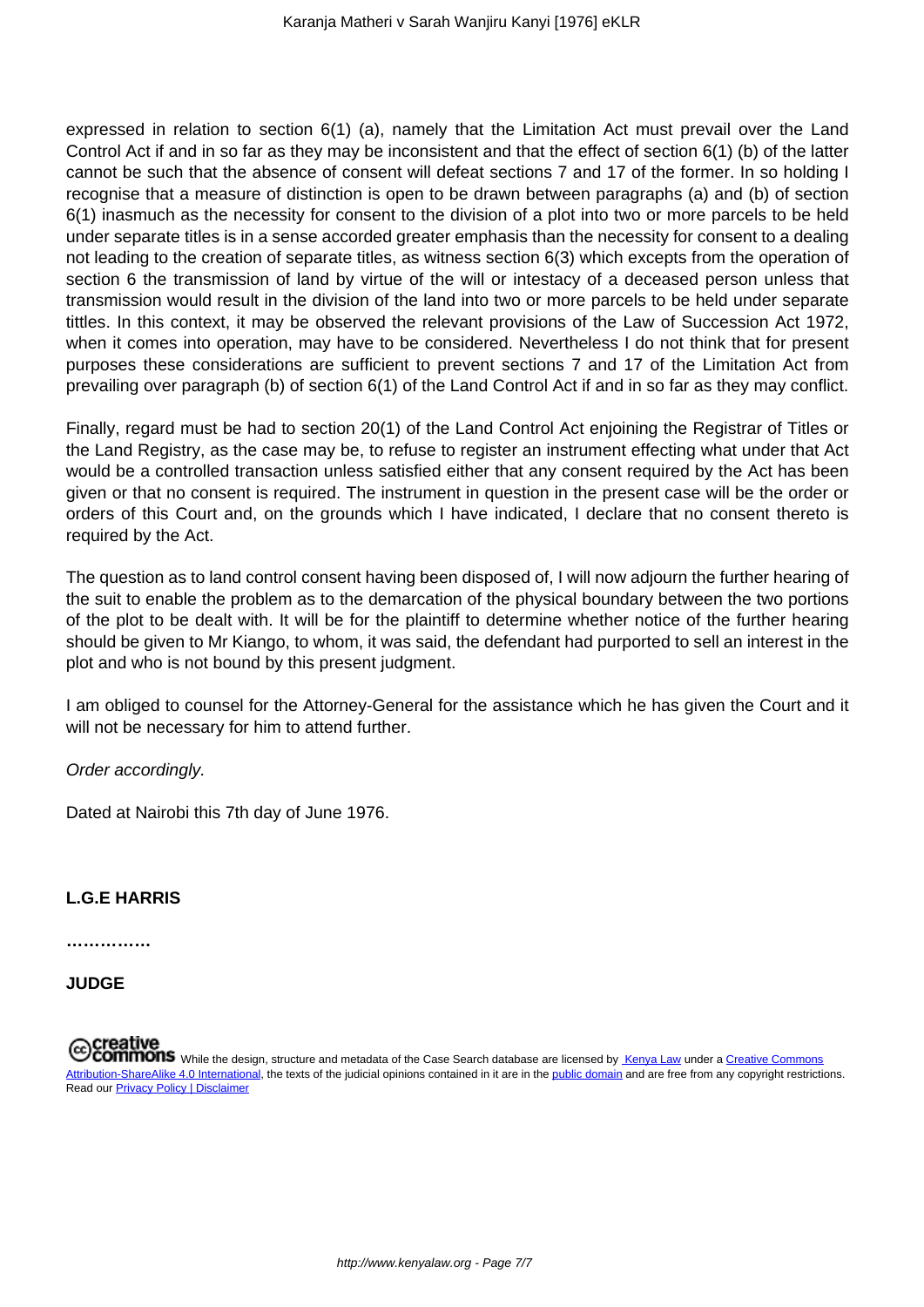expressed in relation to section 6(1) (a), namely that the Limitation Act must prevail over the Land Control Act if and in so far as they may be inconsistent and that the effect of section 6(1) (b) of the latter cannot be such that the absence of consent will defeat sections 7 and 17 of the former. In so holding I recognise that a measure of distinction is open to be drawn between paragraphs (a) and (b) of section 6(1) inasmuch as the necessity for consent to the division of a plot into two or more parcels to be held under separate titles is in a sense accorded greater emphasis than the necessity for consent to a dealing not leading to the creation of separate titles, as witness section 6(3) which excepts from the operation of section 6 the transmission of land by virtue of the will or intestacy of a deceased person unless that transmission would result in the division of the land into two or more parcels to be held under separate titles. In this context, it may be observed the relevant provisions of the Law of Succession Act 1972, when it comes into operation, may have to be considered. Nevertheless I do not think that for present purposes these considerations are sufficient to prevent sections 7 and 17 of the Limitation Act from prevailing over paragraph (b) of section 6(1) of the Land Control Act if and in so far as they may conflict.

Finally, regard must be had to section 20(1) of the Land Control Act enjoining the Registrar of Titles or the Land Registry, as the case may be, to refuse to register an instrument effecting what under that Act would be a controlled transaction unless satisfied either that any consent required by the Act has been given or that no consent is required. The instrument in question in the present case will be the order or orders of this Court and, on the grounds which I have indicated, I declare that no consent thereto is required by the Act.

The question as to land control consent having been disposed of, I will now adjourn the further hearing of the suit to enable the problem as to the demarcation of the physical boundary between the two portions of the plot to be dealt with. It will be for the plaintiff to determine whether notice of the further hearing should be given to Mr Kiango, to whom, it was said, the defendant had purported to sell an interest in the plot and who is not bound by this present judgment.

I am obliged to counsel for the Attorney-General for the assistance which he has given the Court and it will not be necessary for him to attend further.

*Order accordingly.*

Dated at Nairobi this 7th day of June 1976.

**L.G.E HARRIS**

**……………**

**JUDGE**

While the design, structure and metadata of the Case Search database are licensed by Kenya Law under a Creative Commons Attribution-ShareAlike 4.0 International, the texts of the judicial opinions contained in it are in the public domain and are free from any copyright restrictions. Read our Privacy Policy | Disclaimer